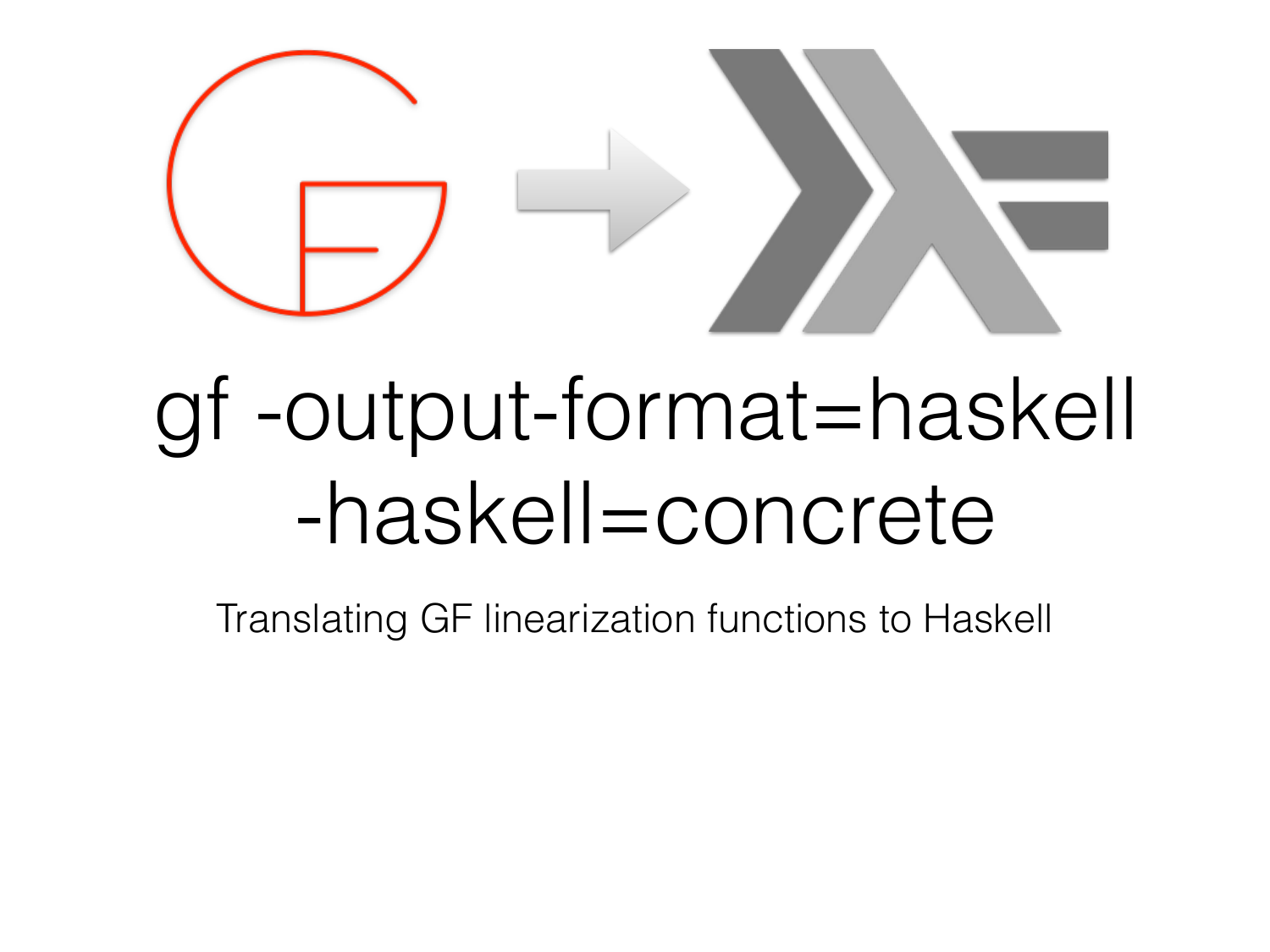# gf -output-format=haskell -haskell=concrete

Translating GF linearization functions to Haskell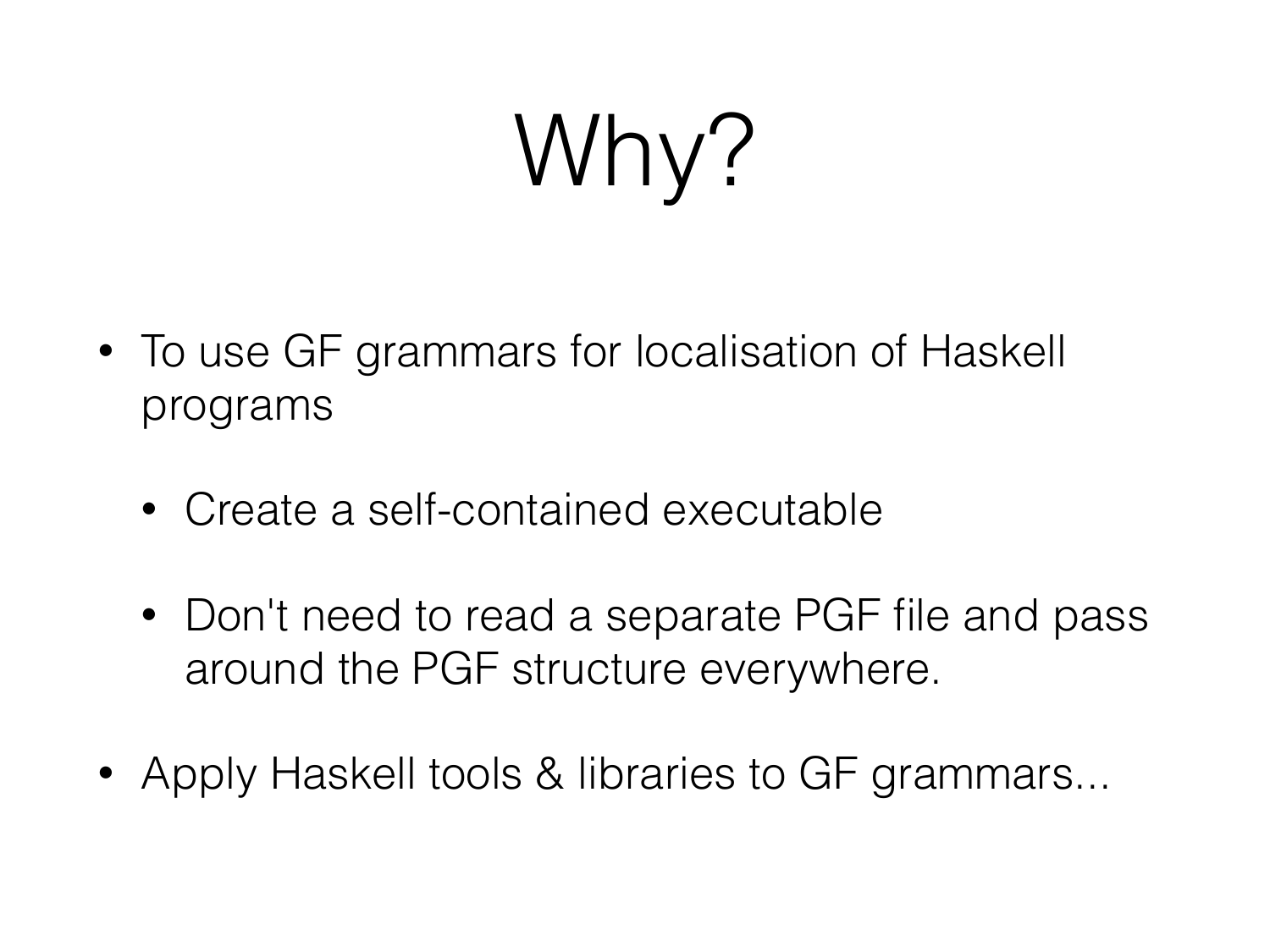# Why?

- To use GF grammars for localisation of Haskell programs
  - Create a self-contained executable
  - Don't need to read a separate PGF file and pass around the PGF structure everywhere.
- Apply Haskell tools & libraries to GF grammars...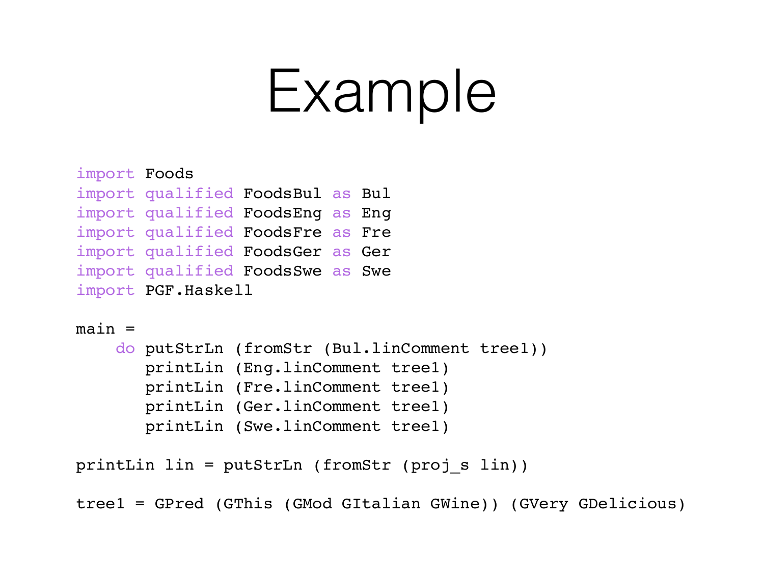# Example

```haskell
import Foods
import qualified FoodsBul as Bul
import qualified FoodsEng as Eng
import qualified FoodsFre as Fre
import qualified FoodsGer as Ger
import qualified FoodsSwe as Swe
import PGF.Haskell

main =
    do putStrLn (fromStr (Bul.linComment tree1))
       printLin (Eng.linComment tree1)
       printLin (Fre.linComment tree1)
       printLin (Ger.linComment tree1)
       printLin (Swe.linComment tree1)

printLin lin = putStrLn (fromStr (proj_s lin))

tree1 = GPred (GThis (GMod GItalian GWine)) (GVery GDelicious)
```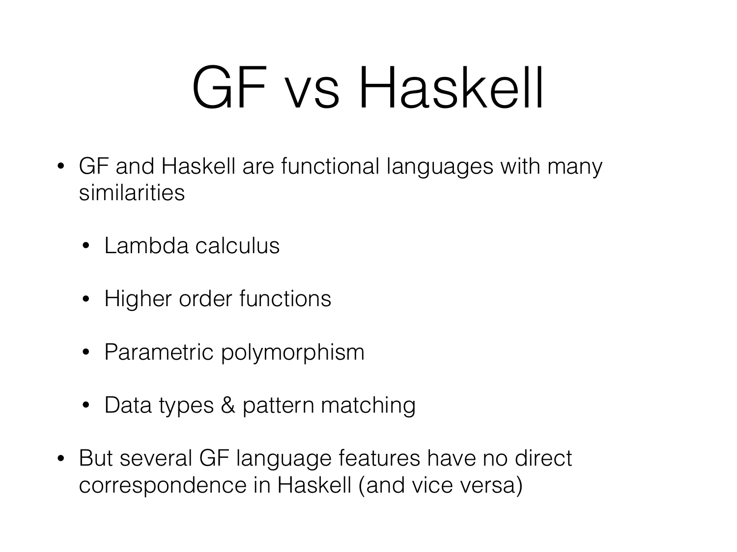# GF vs Haskell

- GF and Haskell are functional languages with many similarities
  - Lambda calculus
  - Higher order functions
  - Parametric polymorphism
  - Data types & pattern matching
- But several GF language features have no direct correspondence in Haskell (and vice versa)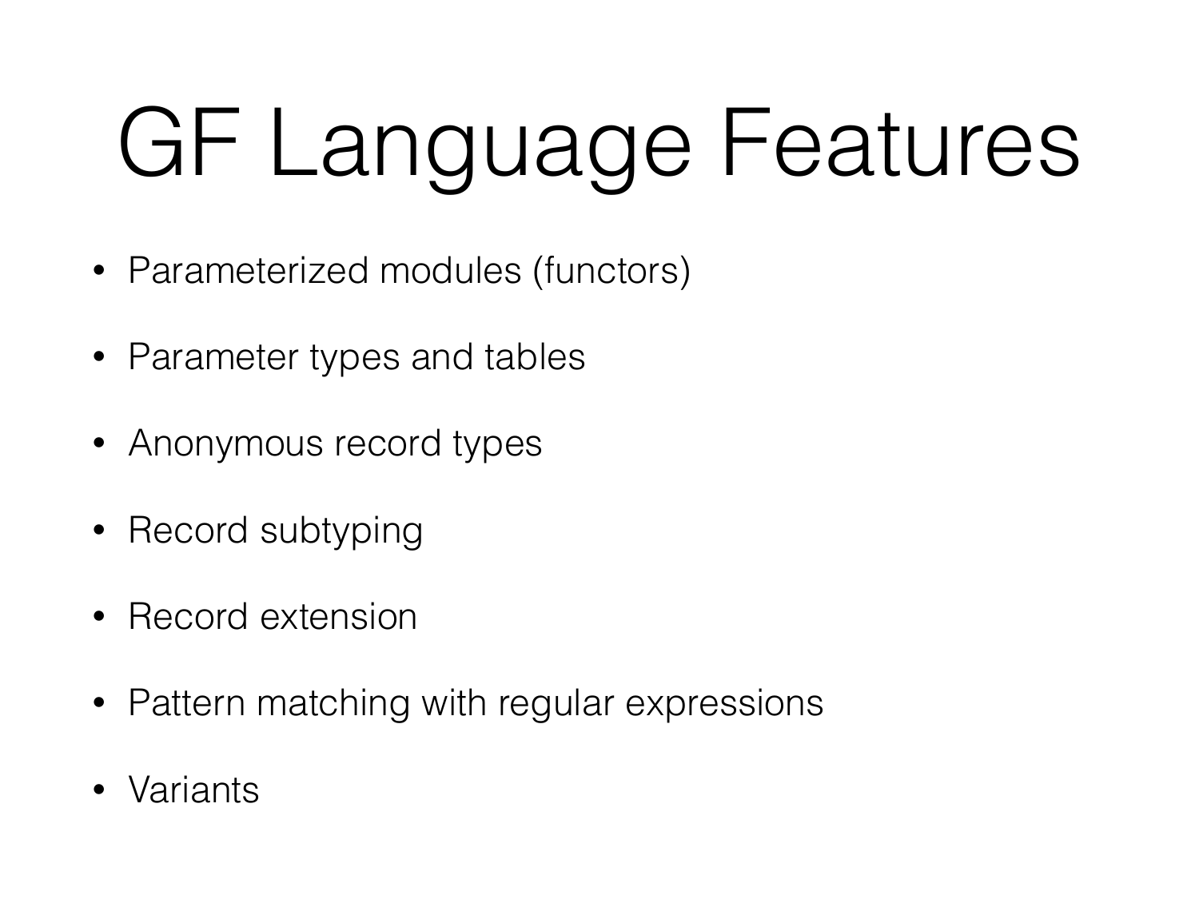# GF Language Features

- Parameterized modules (functors)
- Parameter types and tables
- Anonymous record types
- Record subtyping
- Record extension
- Pattern matching with regular expressions
- Variants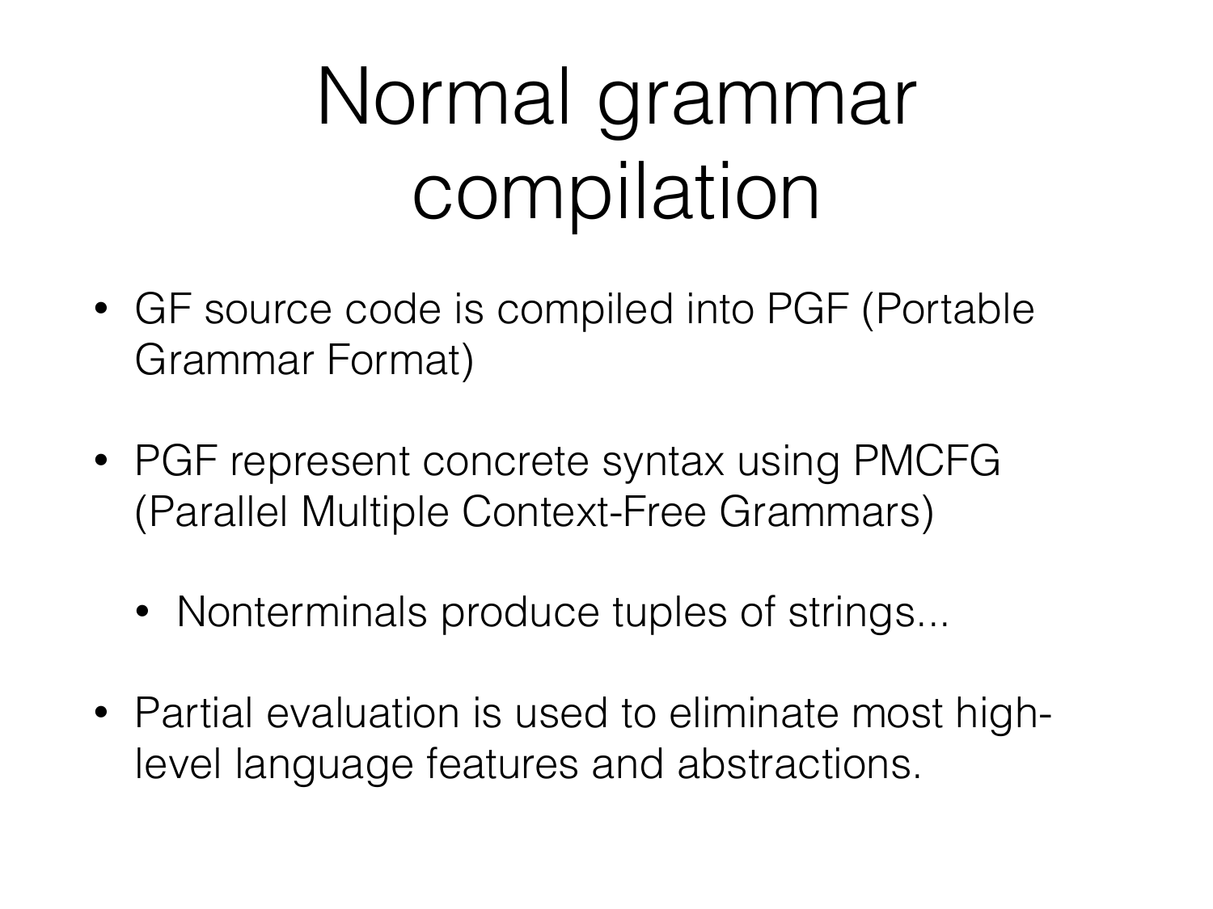# Normal grammar compilation

- GF source code is compiled into PGF (Portable Grammar Format)
- PGF represent concrete syntax using PMCFG (Parallel Multiple Context-Free Grammars)
  - Nonterminals produce tuples of strings...
- Partial evaluation is used to eliminate most high-level language features and abstractions.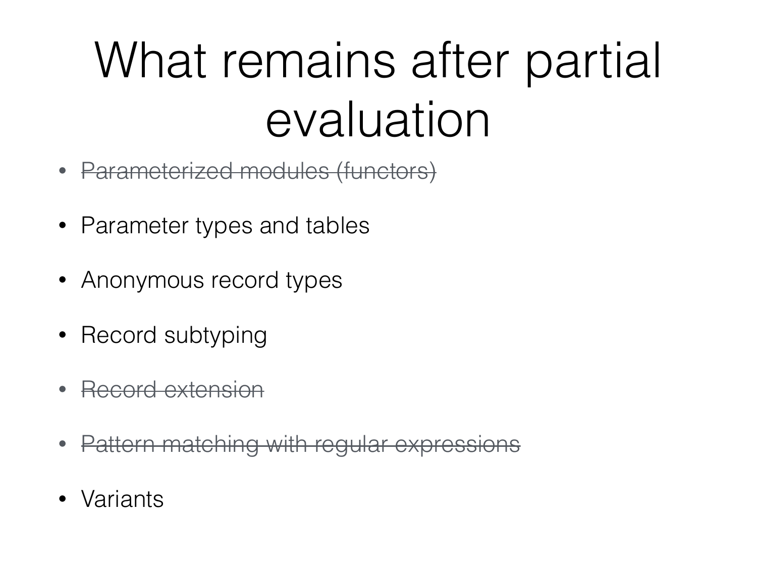# What remains after partial evaluation

- ~~Parameterized modules (functors)~~
- Parameter types and tables
- Anonymous record types
- Record subtyping
- ~~Record extension~~
- ~~Pattern matching with regular expressions~~
- Variants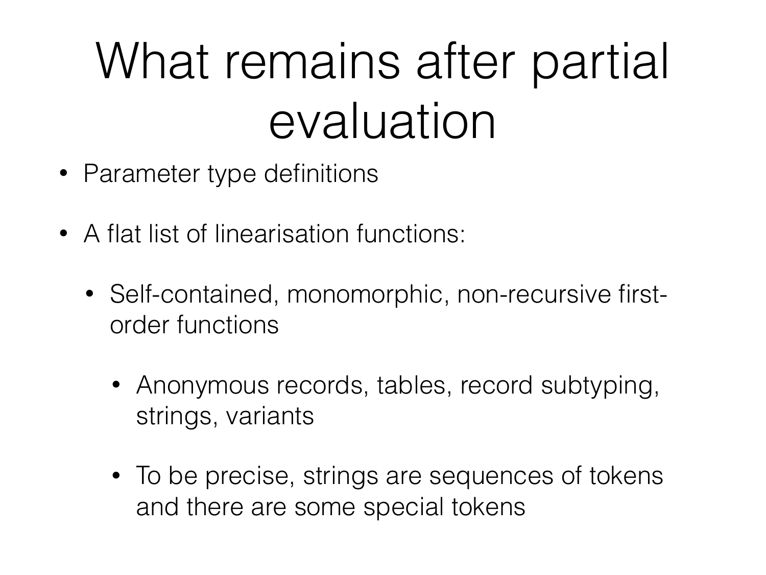# What remains after partial evaluation

- Parameter type definitions
- A flat list of linearisation functions:
  - Self-contained, monomorphic, non-recursive first-order functions
    - Anonymous records, tables, record subtyping, strings, variants
    - To be precise, strings are sequences of tokens and there are some special tokens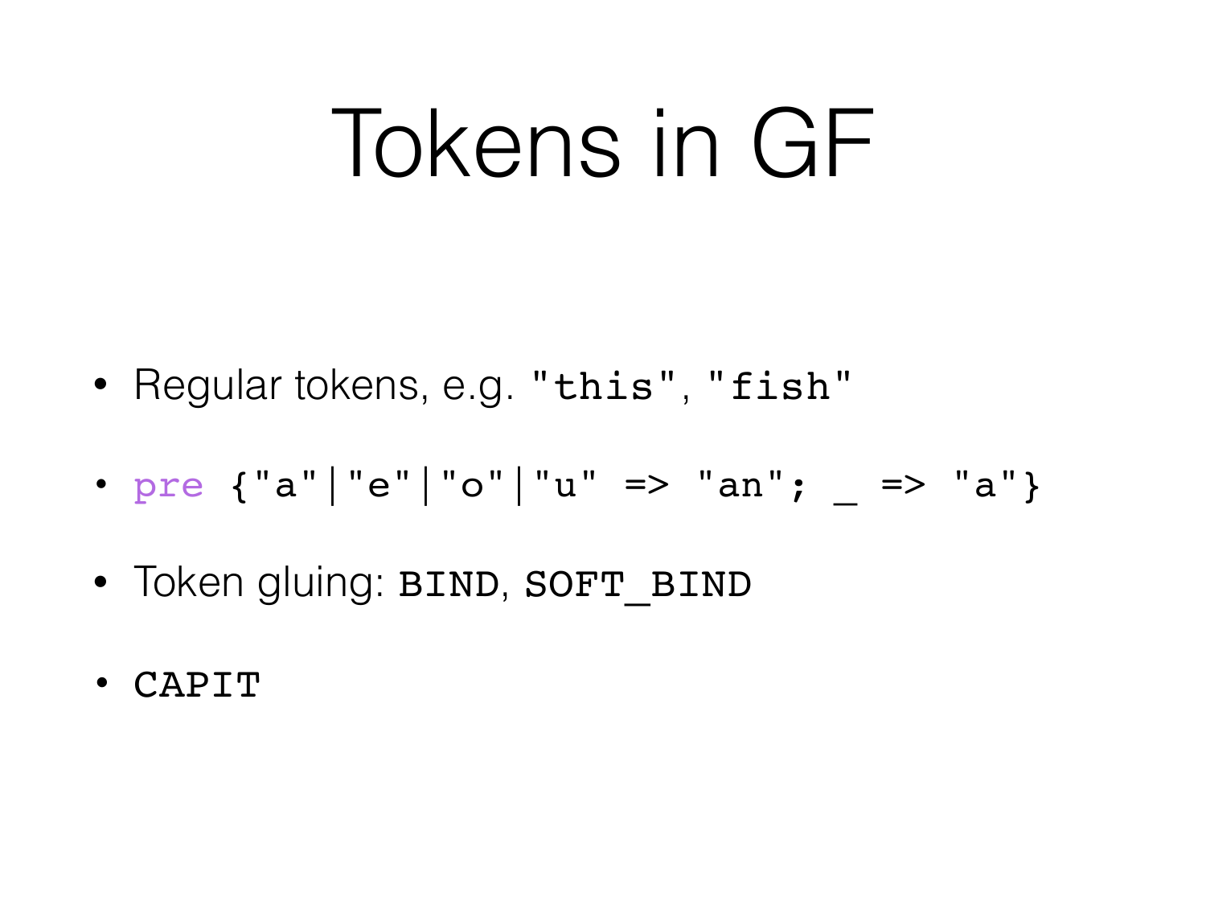# Tokens in GF

- Regular tokens, e.g. `"this"`, `"fish"`
- `pre {"a"|"e"|"o"|"u" => "an"; _ => "a"}`
- Token gluing: `BIND`, `SOFT_BIND`
- `CAPIT`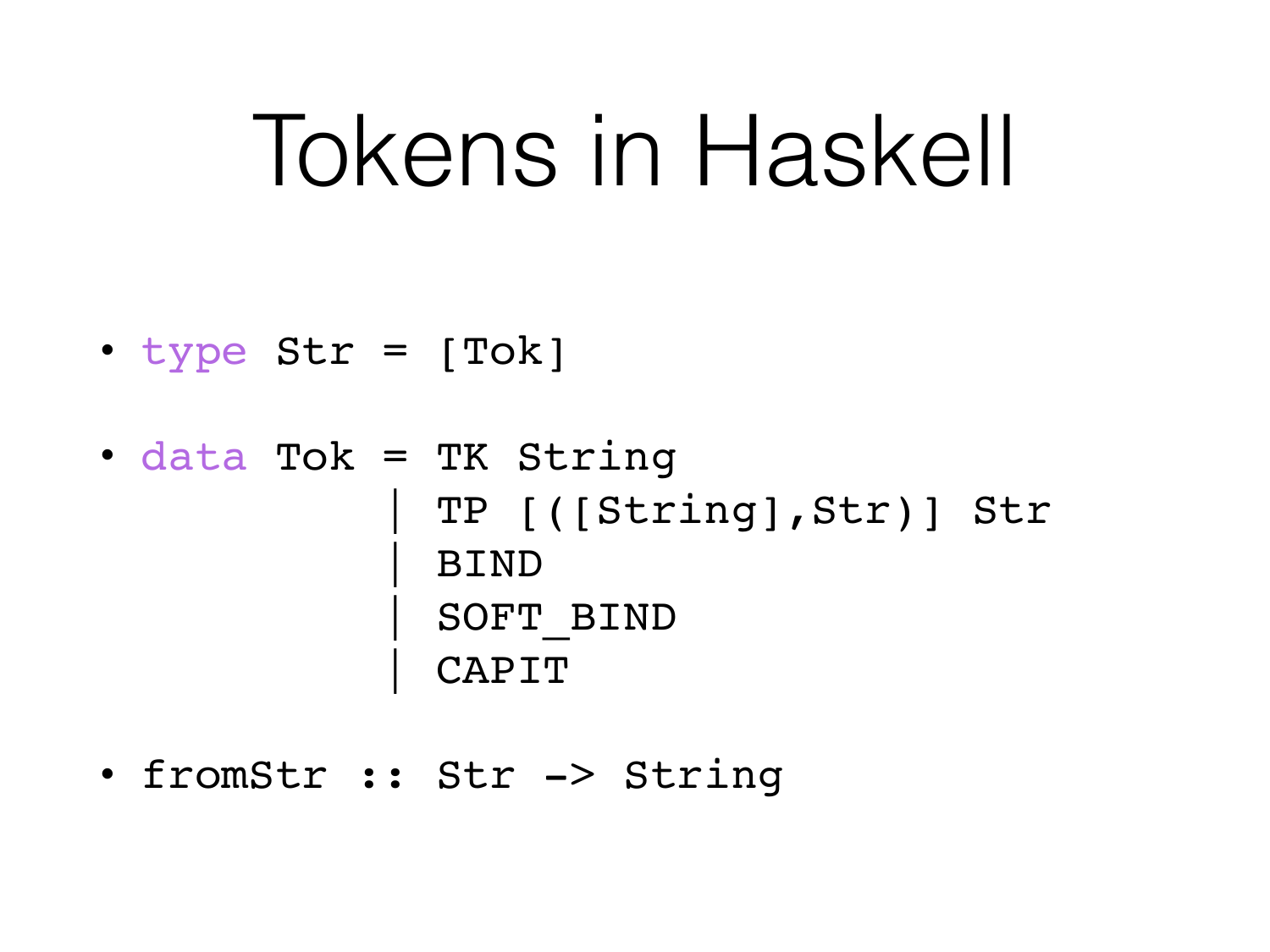# Tokens in Haskell

- `type Str = [Tok]`
- ```
  data Tok = TK String
           | TP [([String],Str)] Str
           | BIND
           | SOFT_BIND
           | CAPIT
  ```
- `fromStr :: Str -> String`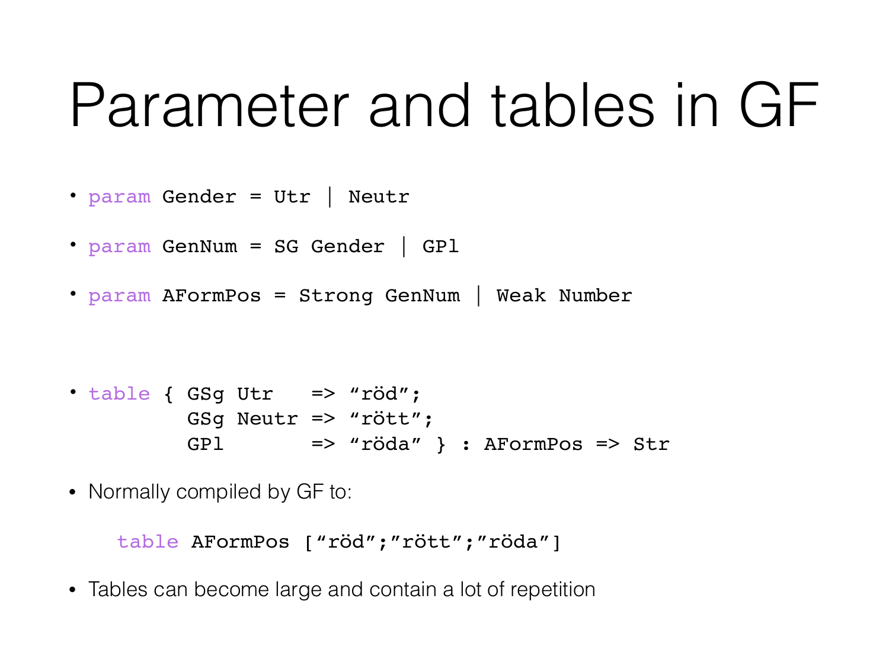# Parameter and tables in GF

- `param Gender = Utr | Neutr`
- `param GenNum = SG Gender | GPl`
- `param AFormPos = Strong GenNum | Weak Number`

- ```
  table { GSg Utr   => “röd”;
          GSg Neutr => “rött”;
          GPl       => “röda” } : AFormPos => Str
  ```

- Normally compiled by GF to:

  ```
  table AFormPos [“röd”;”rött”;”röda”]
  ```

- Tables can become large and contain a lot of repetition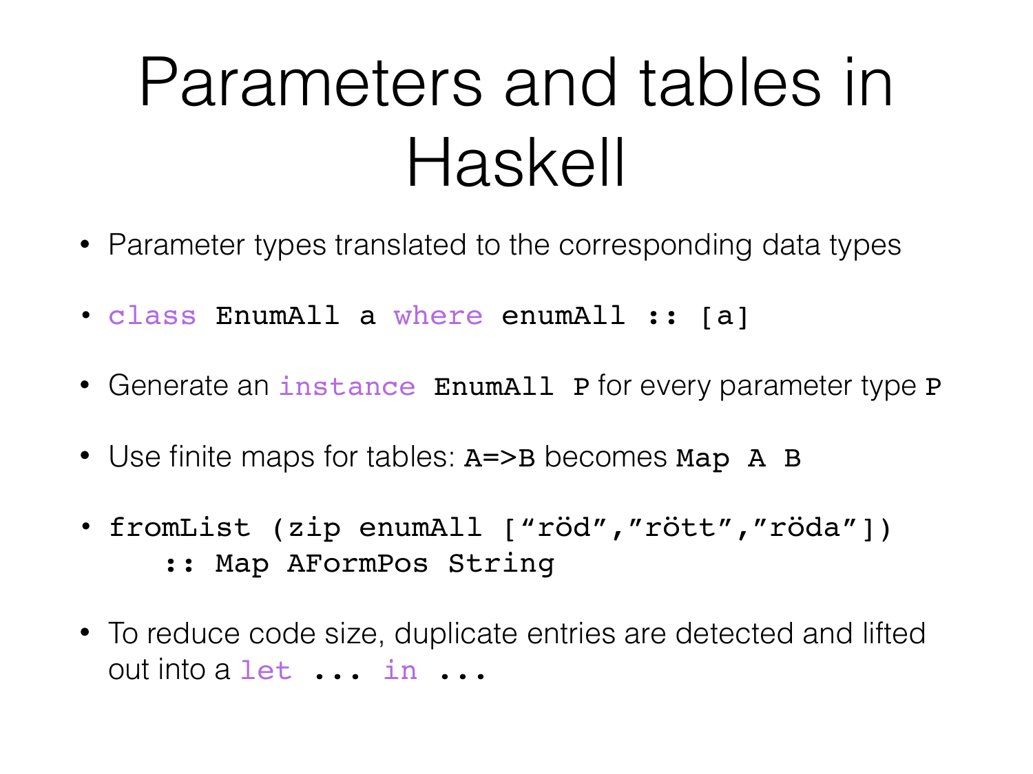# Parameters and tables in Haskell

- Parameter types translated to the corresponding data types
- `class EnumAll a where enumAll :: [a]`
- Generate an `instance EnumAll P` for every parameter type `P`
- Use finite maps for tables: `A=>B` becomes `Map A B`
- ```
  fromList (zip enumAll [“röd”,”rött”,”röda”])
      :: Map AFormPos String
  ```
- To reduce code size, duplicate entries are detected and lifted out into a `let ... in ...`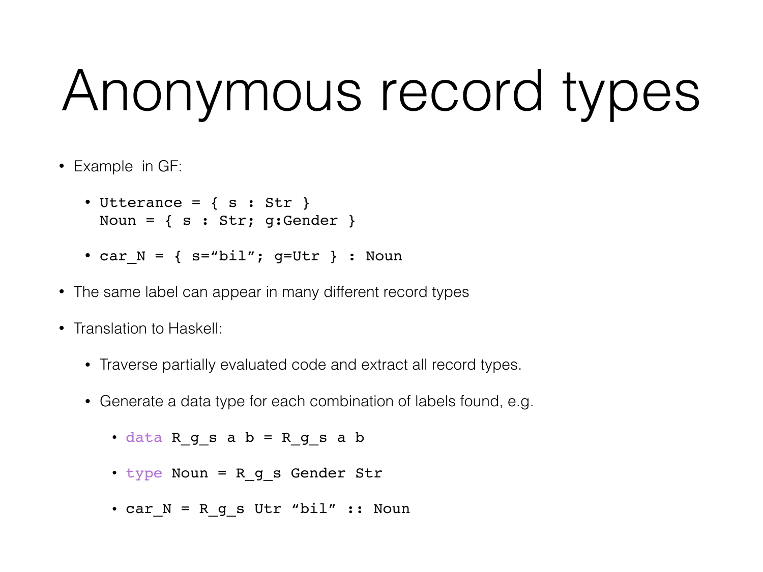# Anonymous record types

- Example in GF:
  - `Utterance = { s : Str }`
    `Noun = { s : Str; g:Gender }`
  - `car_N = { s=“bil”; g=Utr } : Noun`
- The same label can appear in many different record types
- Translation to Haskell:
  - Traverse partially evaluated code and extract all record types.
  - Generate a data type for each combination of labels found, e.g.
    - `data R_g_s a b = R_g_s a b`
    - `type Noun = R_g_s Gender Str`
    - `car_N = R_g_s Utr “bil” :: Noun`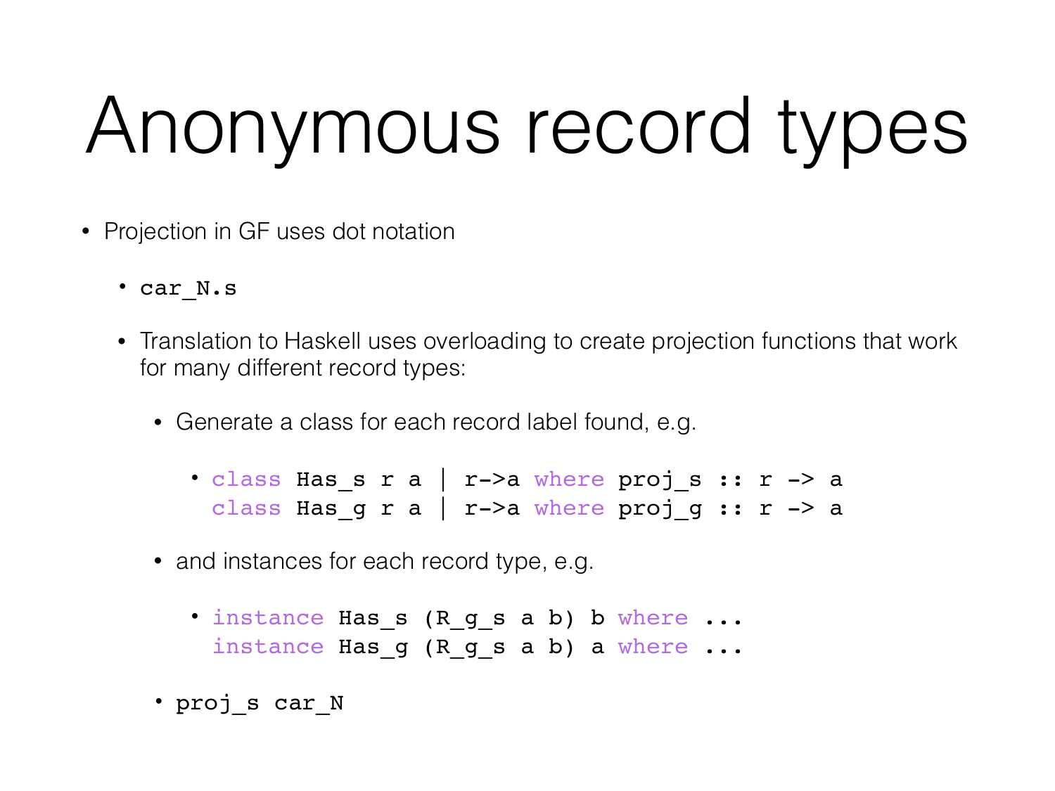# Anonymous record types

- Projection in GF uses dot notation
  - `car_N.s`
  - Translation to Haskell uses overloading to create projection functions that work for many different record types:
    - Generate a class for each record label found, e.g.

      ```
      class Has_s r a | r->a where proj_s :: r -> a
      class Has_g r a | r->a where proj_g :: r -> a
      ```

    - and instances for each record type, e.g.

      ```
      instance Has_s (R_g_s a b) b where ...
      instance Has_g (R_g_s a b) a where ...
      ```

    - `proj_s car_N`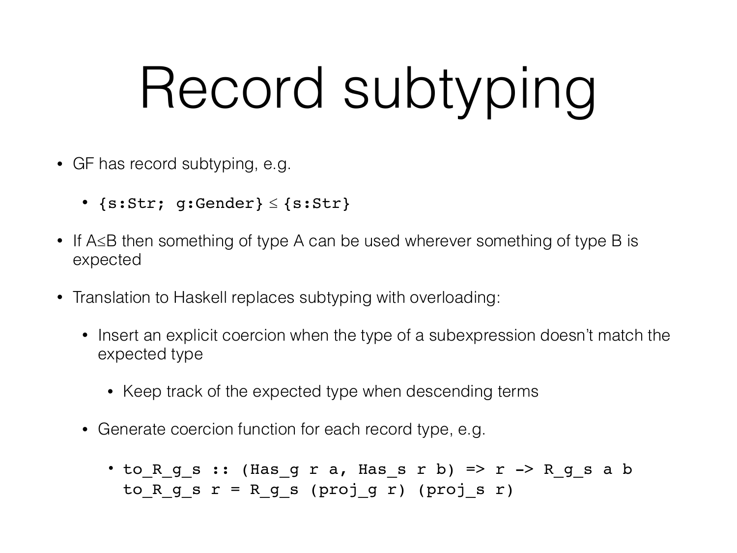# Record subtyping

- GF has record subtyping, e.g.
  - `{s:Str; g:Gender}` ≤ `{s:Str}`
- If A≤B then something of type A can be used wherever something of type B is expected
- Translation to Haskell replaces subtyping with overloading:
  - Insert an explicit coercion when the type of a subexpression doesn't match the expected type
    - Keep track of the expected type when descending terms
  - Generate coercion function for each record type, e.g.
    - ```
      to_R_g_s :: (Has_g r a, Has_s r b) => r -> R_g_s a b
      to_R_g_s r = R_g_s (proj_g r) (proj_s r)
      ```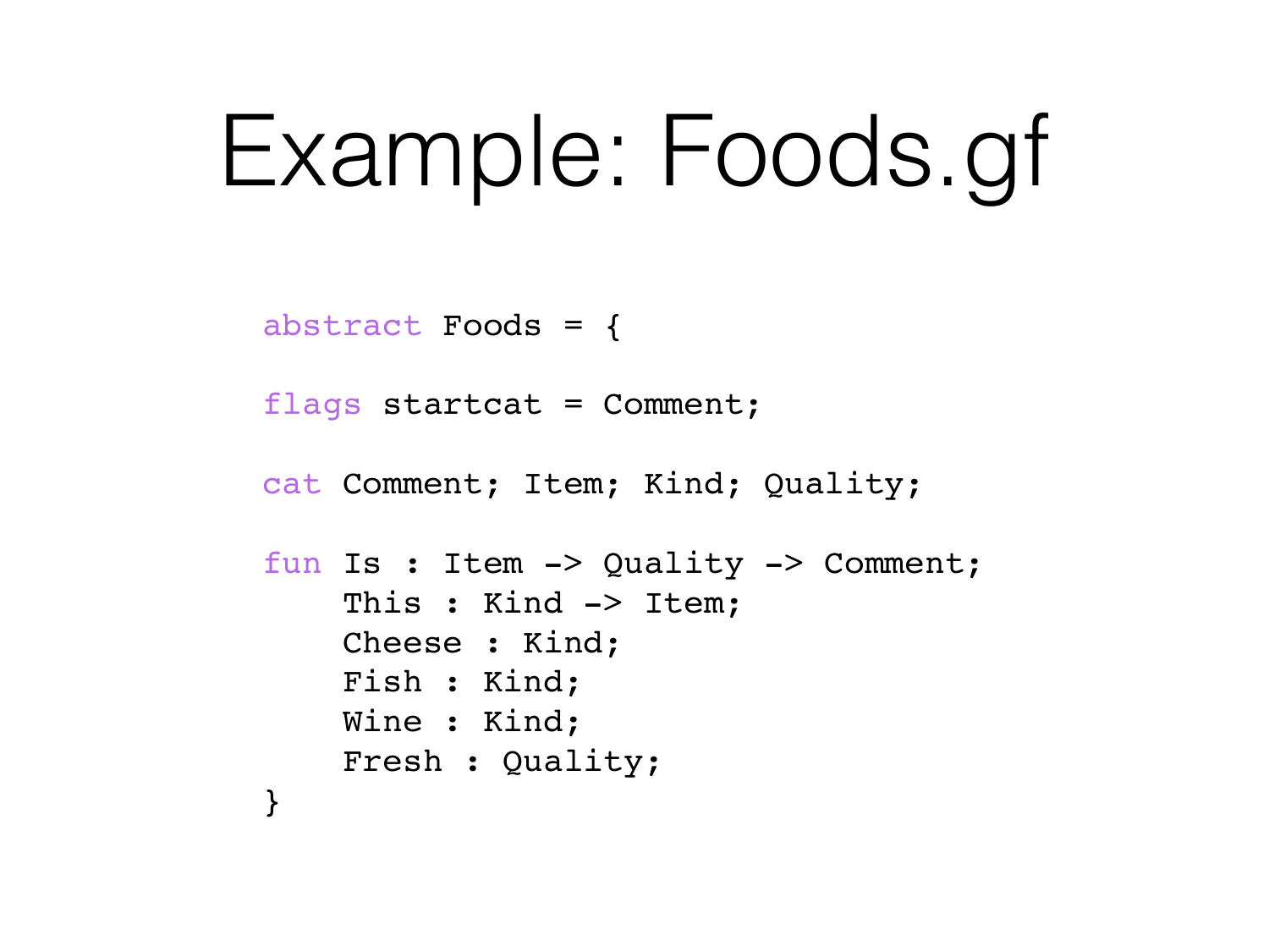# Example: Foods.gf

```
abstract Foods = {

flags startcat = Comment;

cat Comment; Item; Kind; Quality;

fun Is : Item -> Quality -> Comment;
    This : Kind -> Item;
    Cheese : Kind;
    Fish : Kind;
    Wine : Kind;
    Fresh : Quality;
}
```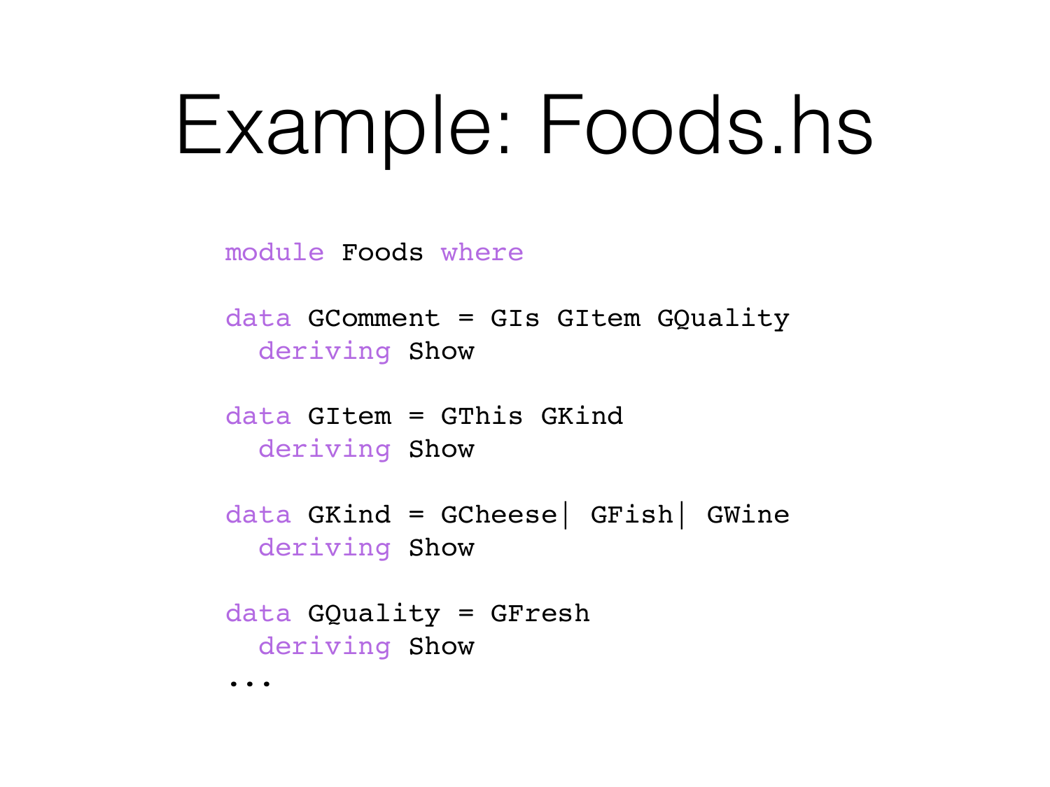# Example: Foods.hs

```haskell
module Foods where

data GComment = GIs GItem GQuality
  deriving Show

data GItem = GThis GKind
  deriving Show

data GKind = GCheese| GFish| GWine
  deriving Show

data GQuality = GFresh
  deriving Show
...
```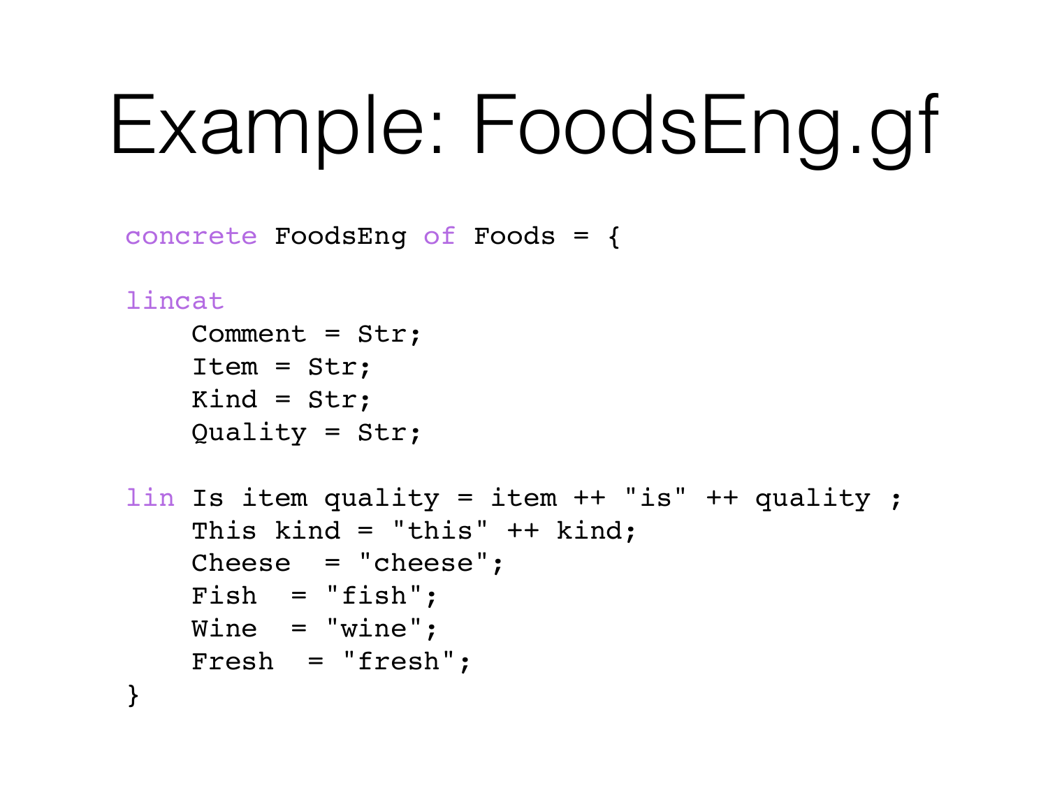# Example: FoodsEng.gf

```
concrete FoodsEng of Foods = {

lincat
    Comment = Str;
    Item = Str;
    Kind = Str;
    Quality = Str;

lin Is item quality = item ++ "is" ++ quality ;
    This kind = "this" ++ kind;
    Cheese  = "cheese";
    Fish  = "fish";
    Wine  = "wine";
    Fresh  = "fresh";
}
```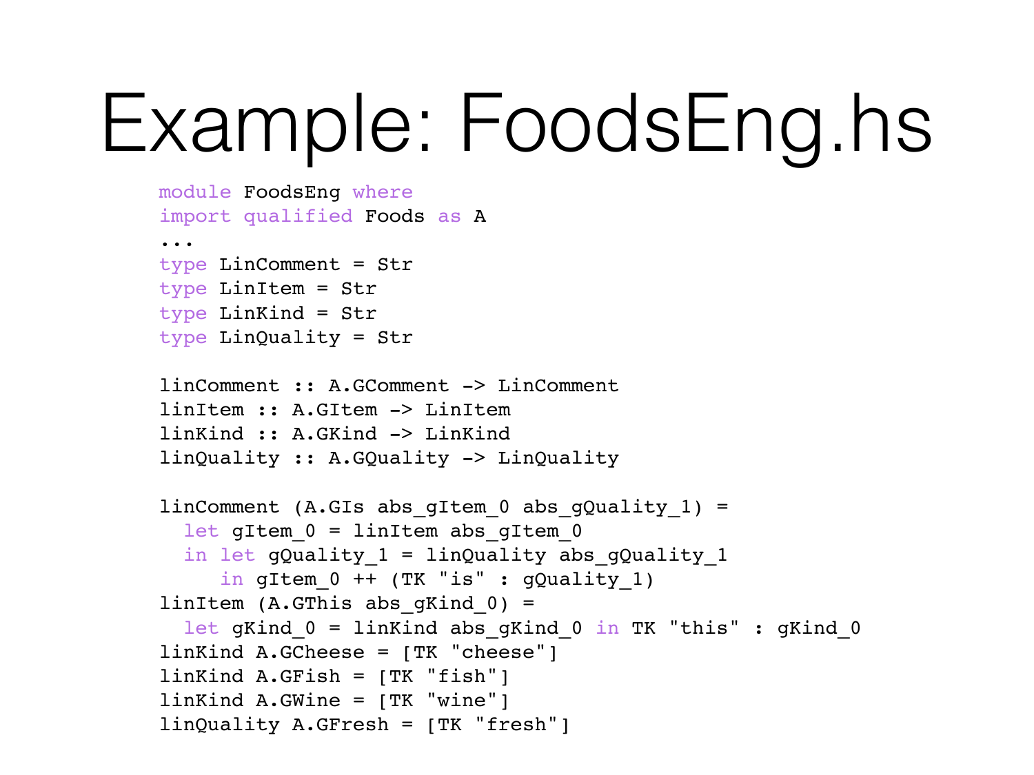# Example: FoodsEng.hs

```haskell
module FoodsEng where
import qualified Foods as A
...
type LinComment = Str
type LinItem = Str
type LinKind = Str
type LinQuality = Str

linComment :: A.GComment -> LinComment
linItem :: A.GItem -> LinItem
linKind :: A.GKind -> LinKind
linQuality :: A.GQuality -> LinQuality

linComment (A.GIs abs_gItem_0 abs_gQuality_1) =
  let gItem_0 = linItem abs_gItem_0
  in let gQuality_1 = linQuality abs_gQuality_1
     in gItem_0 ++ (TK "is" : gQuality_1)
linItem (A.GThis abs_gKind_0) =
  let gKind_0 = linKind abs_gKind_0 in TK "this" : gKind_0
linKind A.GCheese = [TK "cheese"]
linKind A.GFish = [TK "fish"]
linKind A.GWine = [TK "wine"]
linQuality A.GFresh = [TK "fresh"]
```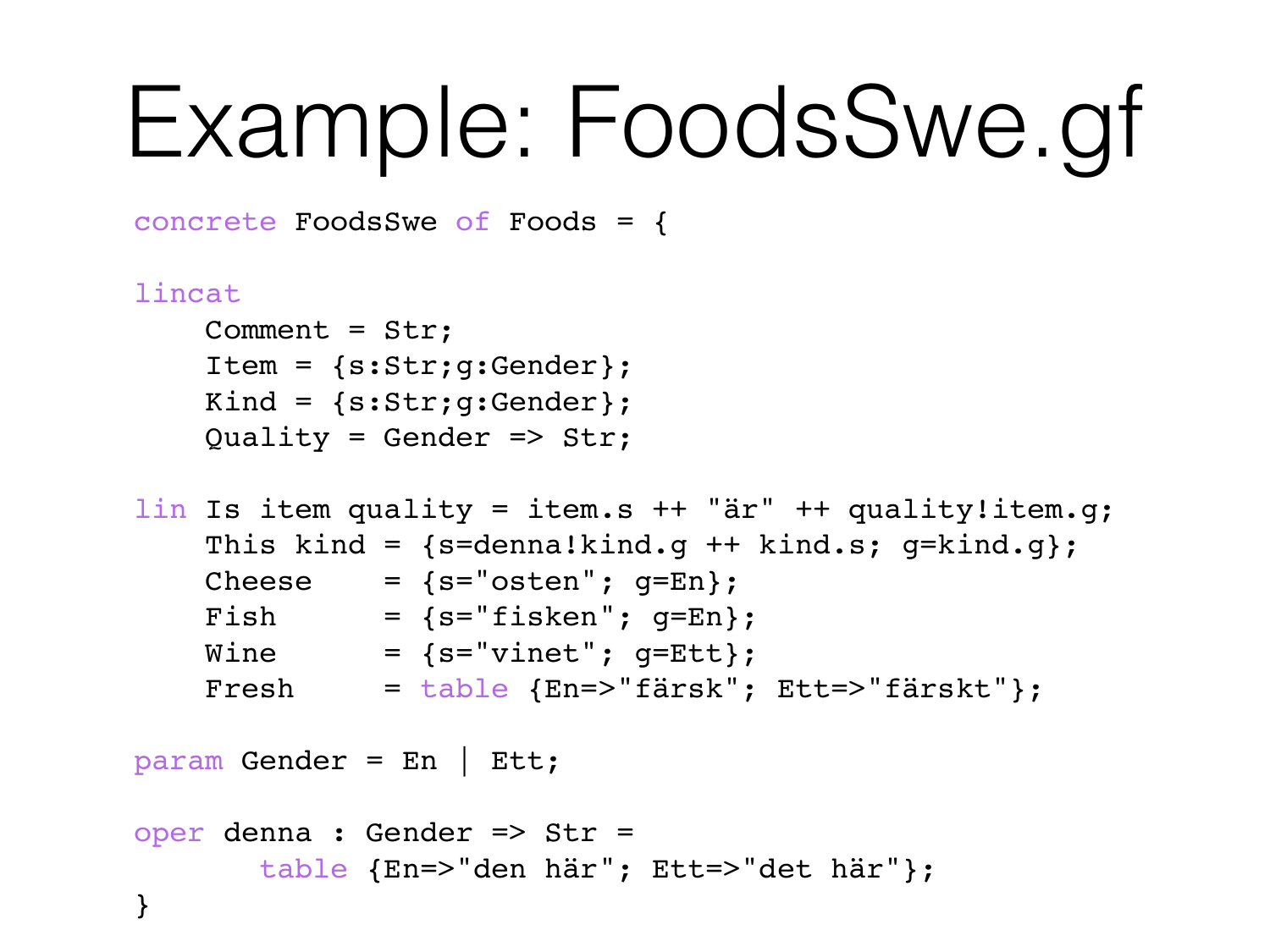# Example: FoodsSwe.gf

```
concrete FoodsSwe of Foods = {

lincat
    Comment = Str;
    Item = {s:Str;g:Gender};
    Kind = {s:Str;g:Gender};
    Quality = Gender => Str;

lin Is item quality = item.s ++ "är" ++ quality!item.g;
    This kind = {s=denna!kind.g ++ kind.s; g=kind.g};
    Cheese    = {s="osten"; g=En};
    Fish      = {s="fisken"; g=En};
    Wine      = {s="vinet"; g=Ett};
    Fresh     = table {En=>"färsk"; Ett=>"färskt"};

param Gender = En | Ett;

oper denna : Gender => Str =
       table {En=>"den här"; Ett=>"det här"};
}
```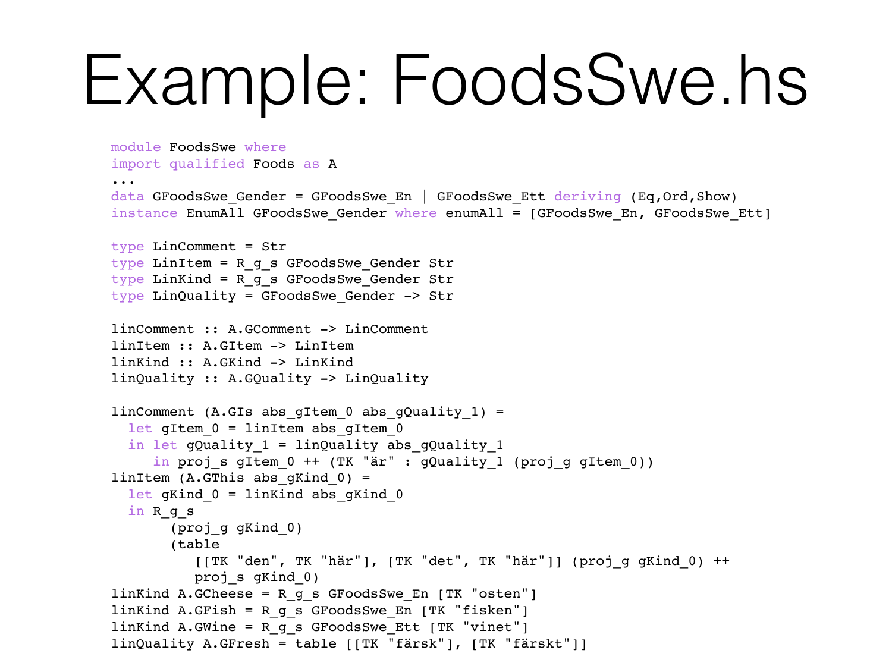# Example: FoodsSwe.hs

```
module FoodsSwe where
import qualified Foods as A
...
data GFoodsSwe_Gender = GFoodsSwe_En | GFoodsSwe_Ett deriving (Eq,Ord,Show)
instance EnumAll GFoodsSwe_Gender where enumAll = [GFoodsSwe_En, GFoodsSwe_Ett]

type LinComment = Str
type LinItem = R_g_s GFoodsSwe_Gender Str
type LinKind = R_g_s GFoodsSwe_Gender Str
type LinQuality = GFoodsSwe_Gender -> Str

linComment :: A.GComment -> LinComment
linItem :: A.GItem -> LinItem
linKind :: A.GKind -> LinKind
linQuality :: A.GQuality -> LinQuality

linComment (A.GIs abs_gItem_0 abs_gQuality_1) =
  let gItem_0 = linItem abs_gItem_0
  in let gQuality_1 = linQuality abs_gQuality_1
     in proj_s gItem_0 ++ (TK "är" : gQuality_1 (proj_g gItem_0))
linItem (A.GThis abs_gKind_0) =
  let gKind_0 = linKind abs_gKind_0
  in R_g_s
       (proj_g gKind_0)
       (table
          [[TK "den", TK "här"], [TK "det", TK "här"]] (proj_g gKind_0) ++
          proj_s gKind_0)
linKind A.GCheese = R_g_s GFoodsSwe_En [TK "osten"]
linKind A.GFish = R_g_s GFoodsSwe_En [TK "fisken"]
linKind A.GWine = R_g_s GFoodsSwe_Ett [TK "vinet"]
linQuality A.GFresh = table [[TK "färsk"], [TK "färskt"]]
```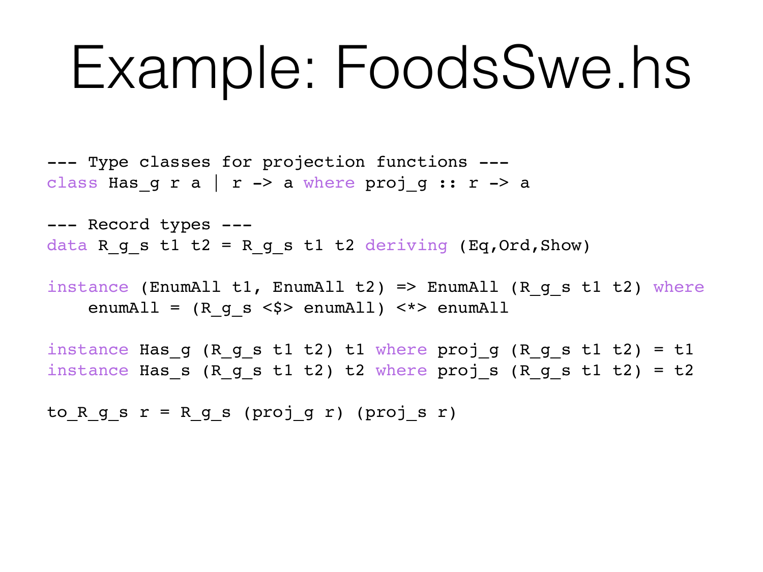# Example: FoodsSwe.hs

```
--- Type classes for projection functions ---
class Has_g r a | r -> a where proj_g :: r -> a

--- Record types ---
data R_g_s t1 t2 = R_g_s t1 t2 deriving (Eq,Ord,Show)

instance (EnumAll t1, EnumAll t2) => EnumAll (R_g_s t1 t2) where
    enumAll = (R_g_s <$> enumAll) <*> enumAll

instance Has_g (R_g_s t1 t2) t1 where proj_g (R_g_s t1 t2) = t1
instance Has_s (R_g_s t1 t2) t2 where proj_s (R_g_s t1 t2) = t2

to_R_g_s r = R_g_s (proj_g r) (proj_s r)
```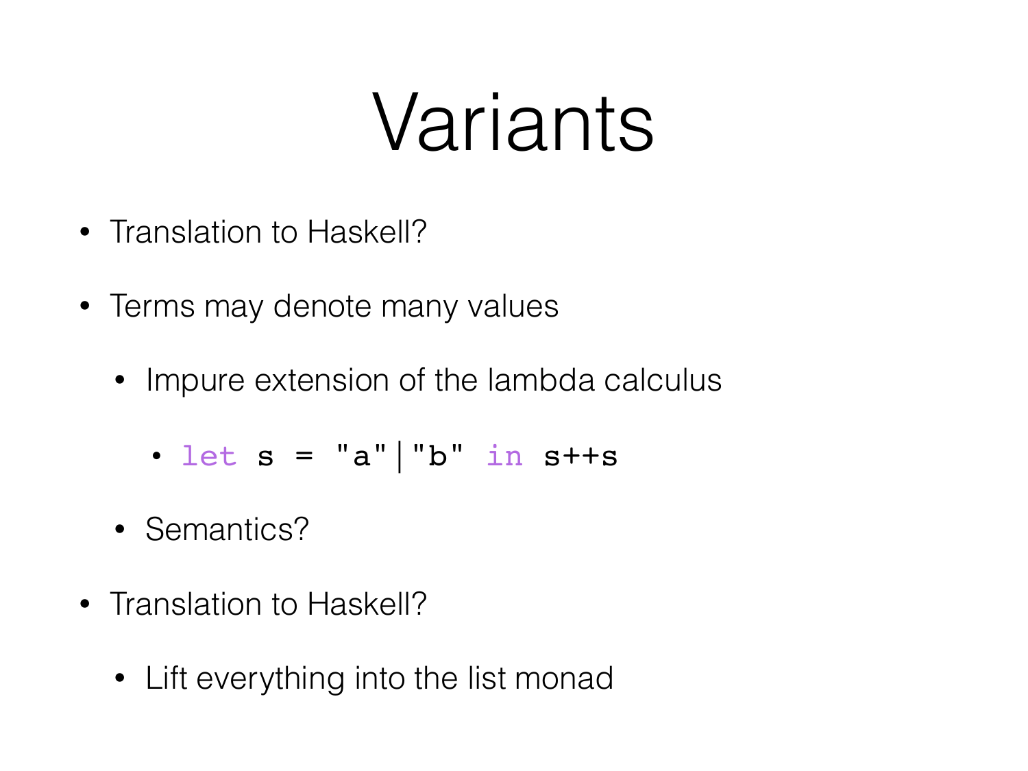# Variants

- Translation to Haskell?
- Terms may denote many values
    - Impure extension of the lambda calculus
        - `let s = "a"|"b" in s++s`
    - Semantics?
- Translation to Haskell?
    - Lift everything into the list monad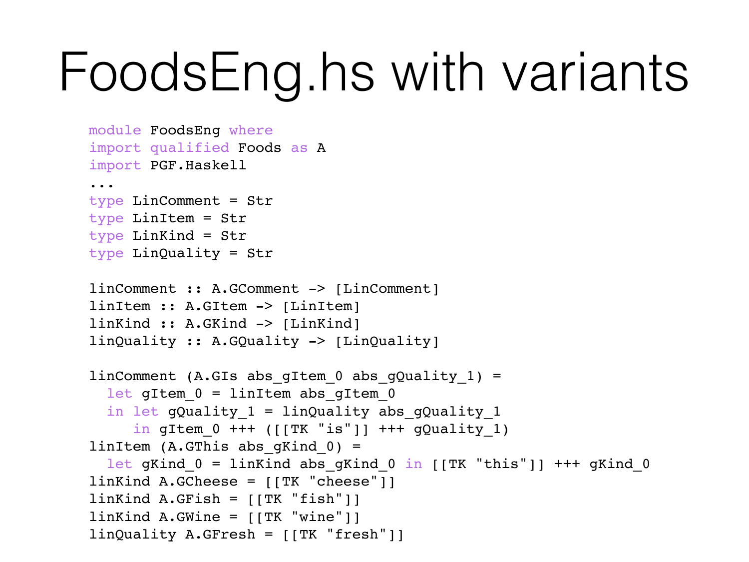# FoodsEng.hs with variants

```
module FoodsEng where
import qualified Foods as A
import PGF.Haskell
...
type LinComment = Str
type LinItem = Str
type LinKind = Str
type LinQuality = Str

linComment :: A.GComment -> [LinComment]
linItem :: A.GItem -> [LinItem]
linKind :: A.GKind -> [LinKind]
linQuality :: A.GQuality -> [LinQuality]

linComment (A.GIs abs_gItem_0 abs_gQuality_1) =
  let gItem_0 = linItem abs_gItem_0
  in let gQuality_1 = linQuality abs_gQuality_1
     in gItem_0 +++ ([[TK "is"]] +++ gQuality_1)
linItem (A.GThis abs_gKind_0) =
  let gKind_0 = linKind abs_gKind_0 in [[TK "this"]] +++ gKind_0
linKind A.GCheese = [[TK "cheese"]]
linKind A.GFish = [[TK "fish"]]
linKind A.GWine = [[TK "wine"]]
linQuality A.GFresh = [[TK "fresh"]]
```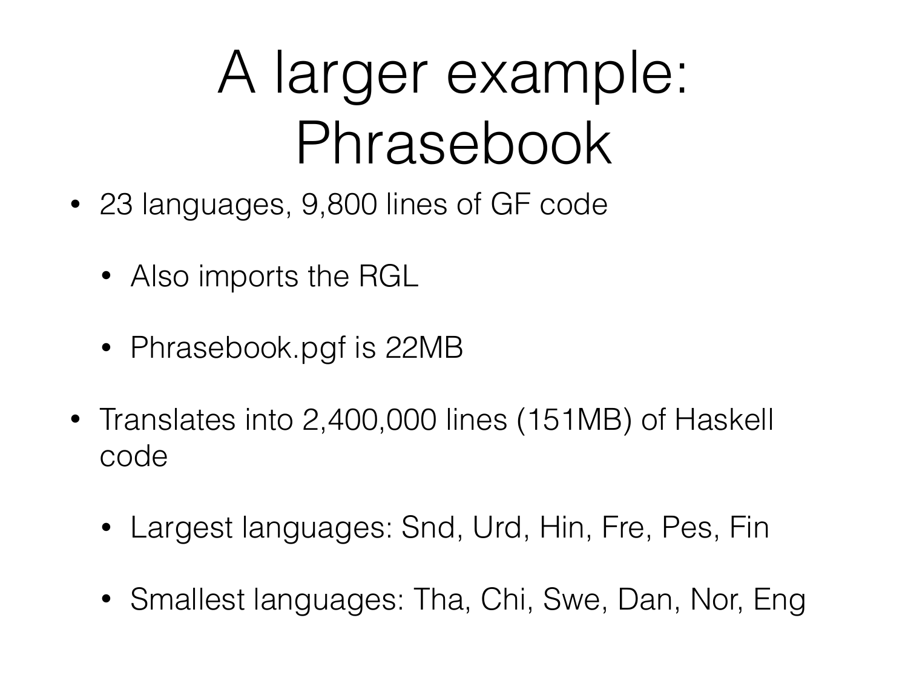# A larger example: Phrasebook

- 23 languages, 9,800 lines of GF code
  - Also imports the RGL
  - Phrasebook.pgf is 22MB
- Translates into 2,400,000 lines (151MB) of Haskell code
  - Largest languages: Snd, Urd, Hin, Fre, Pes, Fin
  - Smallest languages: Tha, Chi, Swe, Dan, Nor, Eng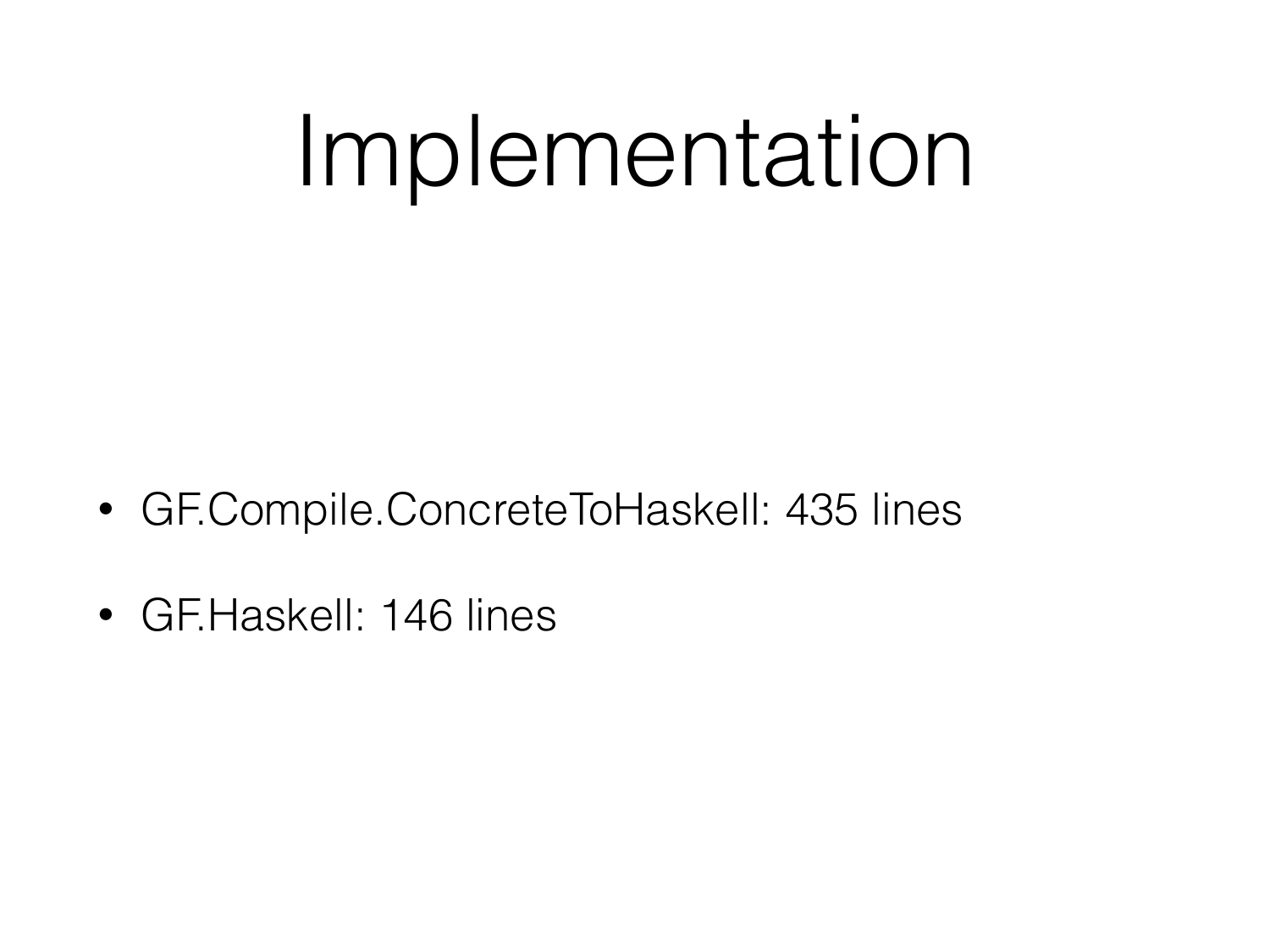# Implementation

- GF.Compile.ConcreteToHaskell: 435 lines
- GF.Haskell: 146 lines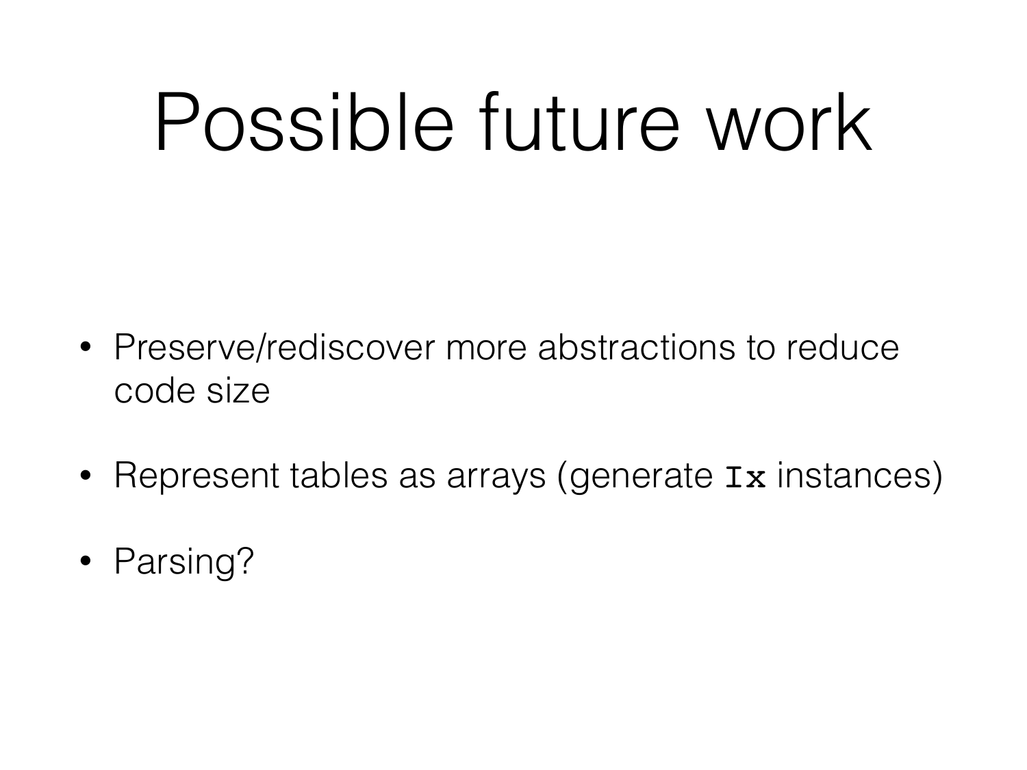# Possible future work

- Preserve/rediscover more abstractions to reduce code size
- Represent tables as arrays (generate `Ix` instances)
- Parsing?